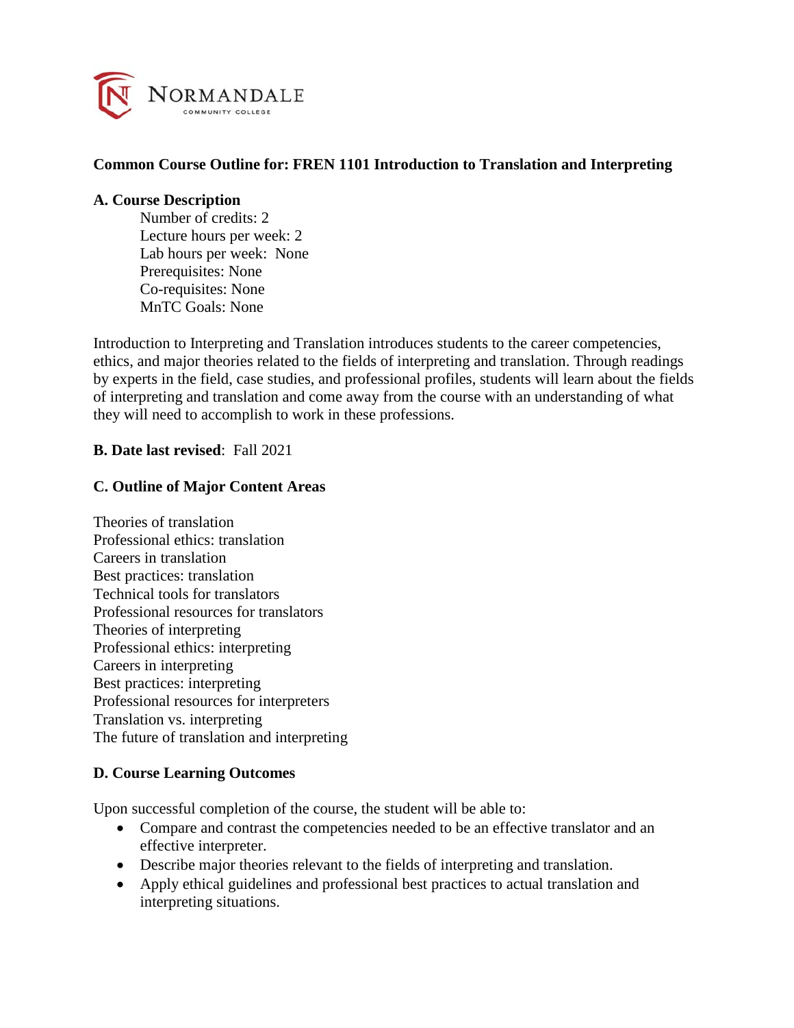Normandale Community College

**Common Course Outline for: FREN 1101 Introduction to Translation and Interpreting**

**A. Course Description**

Number of credits: 2
Lecture hours per week: 2
Lab hours per week: None
Prerequisites: None
Co-requisites: None
MnTC Goals: None

Introduction to Interpreting and Translation introduces students to the career competencies, ethics, and major theories related to the fields of interpreting and translation. Through readings by experts in the field, case studies, and professional profiles, students will learn about the fields of interpreting and translation and come away from the course with an understanding of what they will need to accomplish to work in these professions.

**B. Date last revised**: Fall 2021

**C. Outline of Major Content Areas**

Theories of translation
Professional ethics: translation
Careers in translation
Best practices: translation
Technical tools for translators
Professional resources for translators
Theories of interpreting
Professional ethics: interpreting
Careers in interpreting
Best practices: interpreting
Professional resources for interpreters
Translation vs. interpreting
The future of translation and interpreting

**D. Course Learning Outcomes**

Upon successful completion of the course, the student will be able to:

- Compare and contrast the competencies needed to be an effective translator and an effective interpreter.
- Describe major theories relevant to the fields of interpreting and translation.
- Apply ethical guidelines and professional best practices to actual translation and interpreting situations.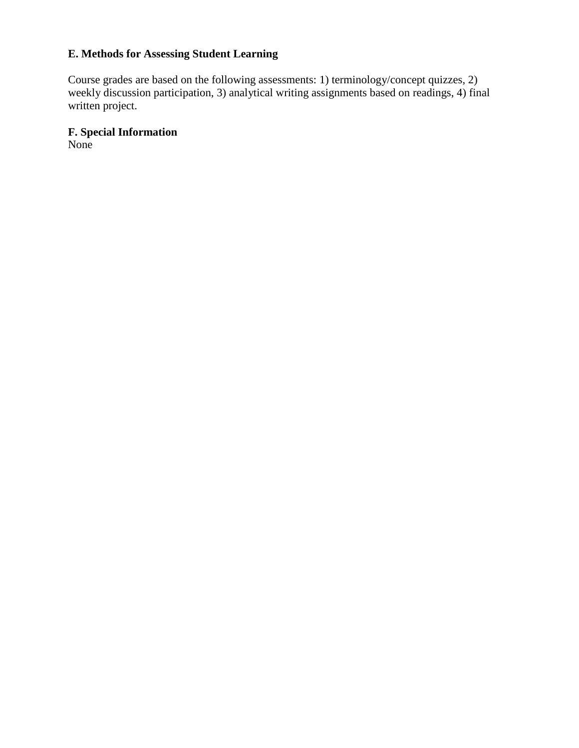**E. Methods for Assessing Student Learning**

Course grades are based on the following assessments: 1) terminology/concept quizzes, 2) weekly discussion participation, 3) analytical writing assignments based on readings, 4) final written project.

**F. Special Information**

None